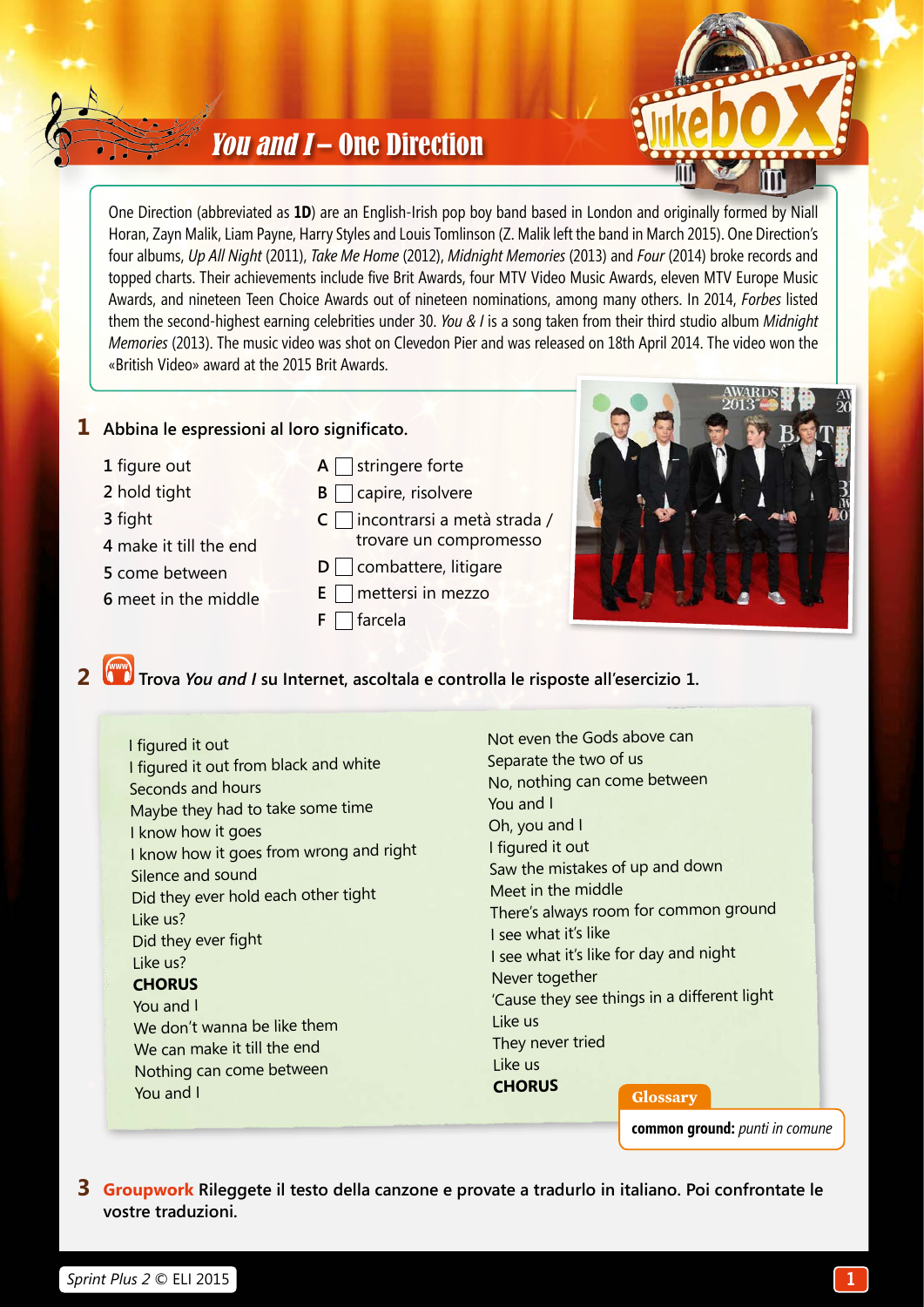# *You and I* – One Direction

One Direction (abbreviated as **1D**) are an English-Irish pop boy band based in London and originally formed by Niall Horan, Zayn Malik, Liam Payne, Harry Styles and Louis Tomlinson (Z. Malik left the band in March 2015). One Direction's four albums, *Up All Night* (2011), *Take Me Home* (2012), *Midnight Memories* (2013) and *Four* (2014) broke records and topped charts. Their achievements include five Brit Awards, four MTV Video Music Awards, eleven MTV Europe Music Awards, and nineteen Teen Choice Awards out of nineteen nominations, among many others. In 2014, *Forbes* listed them the second-highest earning celebrities under 30. *You & I* is a song taken from their third studio album *Midnight Memories* (2013). The music video was shot on Clevedon Pier and was released on 18th April 2014. The video won the «British Video» award at the 2015 Brit Awards.

**1** **Abbina le espressioni al loro significato.**

1 figure out
2 hold tight
3 fight
4 make it till the end
5 come between
6 meet in the middle

A ☐ stringere forte
B ☐ capire, risolvere
C ☐ incontrarsi a metà strada / trovare un compromesso
D ☐ combattere, litigare
E ☐ mettersi in mezzo
F ☐ farcela

**2** **Trova *You and I* su Internet, ascoltala e controlla le risposte all'esercizio 1.**

I figured it out
I figured it out from black and white
Seconds and hours
Maybe they had to take some time
I know how it goes
I know how it goes from wrong and right
Silence and sound
Did they ever hold each other tight
Like us?
Did they ever fight
Like us?
**CHORUS**
You and I
We don't wanna be like them
We can make it till the end
Nothing can come between
You and I
Not even the Gods above can
Separate the two of us
No, nothing can come between
You and I
Oh, you and I
I figured it out
Saw the mistakes of up and down
Meet in the middle
There's always room for common ground
I see what it's like
I see what it's like for day and night
Never together
'Cause they see things in a different light
Like us
They never tried
Like us
**CHORUS**

**Glossary**
**common ground:** *punti in comune*

**3** **Groupwork** **Rileggete il testo della canzone e provate a tradurlo in italiano. Poi confrontate le vostre traduzioni.**

*Sprint Plus 2* © ELI 2015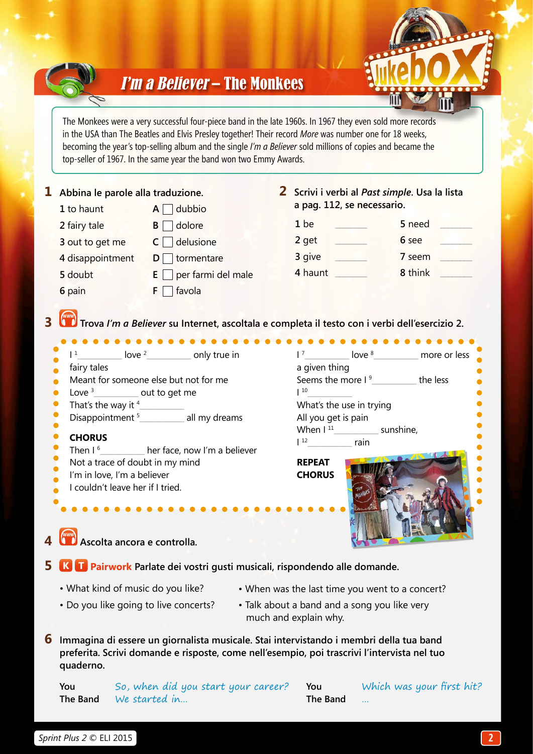# *I'm a Believer* – The Monkees

The Monkees were a very successful four-piece band in the late 1960s. In 1967 they even sold more records in the USA than The Beatles and Elvis Presley together! Their record *More* was number one for 18 weeks, becoming the year's top-selling album and the single *I'm a Believer* sold millions of copies and became the top-seller of 1967. In the same year the band won two Emmy Awards.

**1 Abbina le parole alla traduzione.**

| | |
|---|---|
| 1 to haunt | A ☐ dubbio |
| 2 fairy tale | B ☐ dolore |
| 3 out to get me | C ☐ delusione |
| 4 disappointment | D ☐ tormentare |
| 5 doubt | E ☐ per farmi del male |
| 6 pain | F ☐ favola |

**2 Scrivi i verbi al *Past simple*. Usa la lista a pag. 112, se necessario.**

1 be ______
2 get ______
3 give ______
4 haunt ______
5 need ______
6 see ______
7 seem ______
8 think ______

**3 Trova *I'm a Believer* su Internet, ascoltala e completa il testo con i verbi dell'esercizio 2.**

I [1] ______ love [2] ______ only true in
fairy tales
Meant for someone else but not for me
Love [3] ______ out to get me
That's the way it [4] ______
Disappointment [5] ______ all my dreams

**CHORUS**
Then I [6] ______ her face, now I'm a believer
Not a trace of doubt in my mind
I'm in love, I'm a believer
I couldn't leave her if I tried.

I [7] ______ love [8] ______ more or less
a given thing
Seems the more I [9] ______ the less
I [10]
What's the use in trying
All you get is pain
When I [11] ______ sunshine,
I [12] ______ rain

**REPEAT CHORUS**

**4 Ascolta ancora e controlla.**

**5 K T Pairwork Parlate dei vostri gusti musicali, rispondendo alle domande.**

- What kind of music do you like?
- Do you like going to live concerts?
- When was the last time you went to a concert?
- Talk about a band and a song you like very much and explain why.

**6 Immagina di essere un giornalista musicale. Stai intervistando i membri della tua band preferita. Scrivi domande e risposte, come nell'esempio, poi trascrivi l'intervista nel tuo quaderno.**

**You** *So, when did you start your career?*
**The Band** *We started in…*
**You** *Which was your first hit?*
**The Band** *…*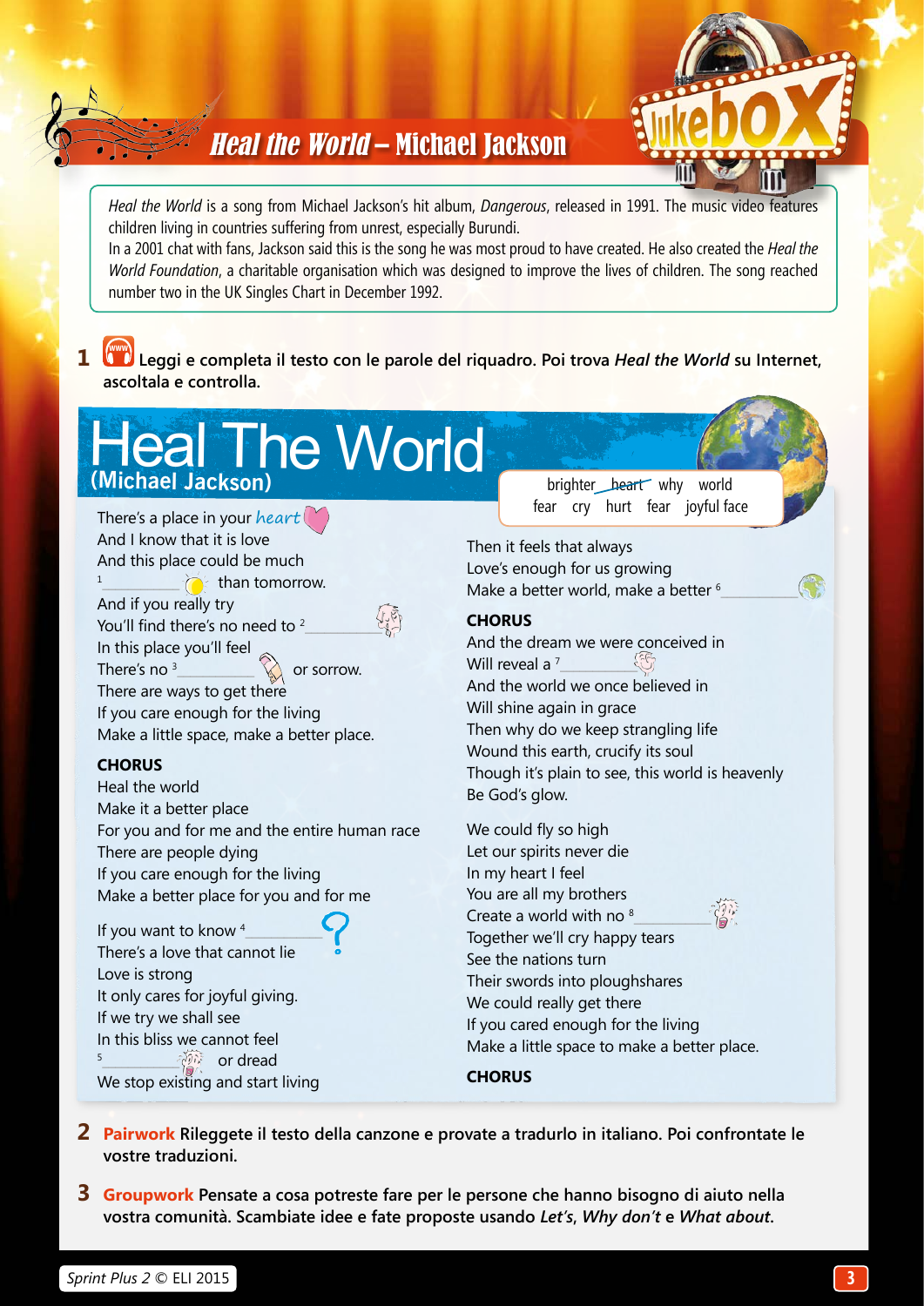# Heal the World – Michael Jackson

*Heal the World* is a song from Michael Jackson's hit album, *Dangerous*, released in 1991. The music video features children living in countries suffering from unrest, especially Burundi.
In a 2001 chat with fans, Jackson said this is the song he was most proud to have created. He also created the *Heal the World Foundation*, a charitable organisation which was designed to improve the lives of children. The song reached number two in the UK Singles Chart in December 1992.

**1** **Leggi e completa il testo con le parole del riquadro. Poi trova *Heal the World* su Internet, ascoltala e controlla.**

## Heal The World
**(Michael Jackson)**

brighter ~~heart~~ why world fear cry hurt fear joyful face

There's a place in your *heart*
And I know that it is love
And this place could be much
[1] __________ than tomorrow.
And if you really try
You'll find there's no need to [2] __________
In this place you'll feel
There's no [3] __________ or sorrow.
There are ways to get there
If you care enough for the living
Make a little space, make a better place.

**CHORUS**
Heal the world
Make it a better place
For you and for me and the entire human race
There are people dying
If you care enough for the living
Make a better place for you and for me

If you want to know [4] __________
There's a love that cannot lie
Love is strong
It only cares for joyful giving.
If we try we shall see
In this bliss we cannot feel
[5] __________ or dread
We stop existing and start living

Then it feels that always
Love's enough for us growing
Make a better world, make a better [6] __________

**CHORUS**
And the dream we were conceived in
Will reveal a [7] __________
And the world we once believed in
Will shine again in grace
Then why do we keep strangling life
Wound this earth, crucify its soul
Though it's plain to see, this world is heavenly
Be God's glow.

We could fly so high
Let our spirits never die
In my heart I feel
You are all my brothers
Create a world with no [8] __________
Together we'll cry happy tears
See the nations turn
Their swords into ploughshares
We could really get there
If you cared enough for the living
Make a little space to make a better place.

**CHORUS**

**2** **Pairwork** **Rileggete il testo della canzone e provate a tradurlo in italiano. Poi confrontate le vostre traduzioni.**

**3** **Groupwork** **Pensate a cosa potreste fare per le persone che hanno bisogno di aiuto nella vostra comunità. Scambiate idee e fate proposte usando *Let's*, *Why don't* e *What about*.**

*Sprint Plus 2* © ELI 2015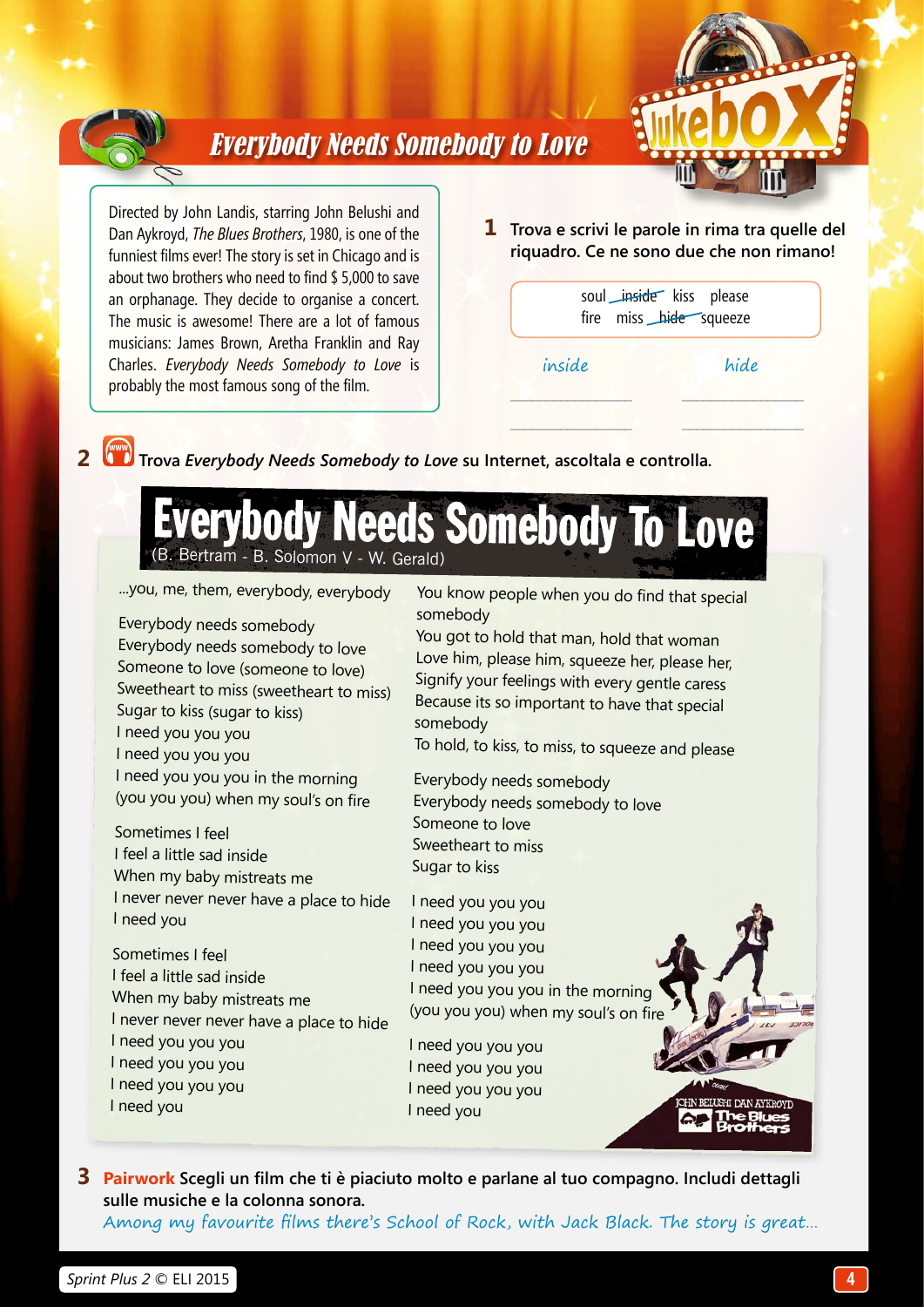# Everybody Needs Somebody to Love

Directed by John Landis, starring John Belushi and Dan Aykroyd, *The Blues Brothers*, 1980, is one of the funniest films ever! The story is set in Chicago and is about two brothers who need to find $ 5,000 to save an orphanage. They decide to organise a concert. The music is awesome! There are a lot of famous musicians: James Brown, Aretha Franklin and Ray Charles. *Everybody Needs Somebody to Love* is probably the most famous song of the film.

**1** **Trova e scrivi le parole in rima tra quelle del riquadro. Ce ne sono due che non rimano!**

soul ~~inside~~ kiss please
fire miss ~~hide~~ squeeze

inside — hide

_______________ _______________

_______________ _______________

**2** **Trova *Everybody Needs Somebody to Love* su Internet, ascoltala e controlla.**

## Everybody Needs Somebody To Love

(B. Bertram - B. Solomon V - W. Gerald)

...you, me, them, everybody, everybody

Everybody needs somebody
Everybody needs somebody to love
Someone to love (someone to love)
Sweetheart to miss (sweetheart to miss)
Sugar to kiss (sugar to kiss)
I need you you you
I need you you you
I need you you you in the morning
(you you you) when my soul's on fire

Sometimes I feel
I feel a little sad inside
When my baby mistreats me
I never never never have a place to hide
I need you

Sometimes I feel
I feel a little sad inside
When my baby mistreats me
I never never never have a place to hide
I need you you you
I need you you you
I need you you you
I need you

You know people when you do find that special somebody
You got to hold that man, hold that woman
Love him, please him, squeeze her, please her,
Signify your feelings with every gentle caress
Because its so important to have that special somebody
To hold, to kiss, to miss, to squeeze and please

Everybody needs somebody
Everybody needs somebody to love
Someone to love
Sweetheart to miss
Sugar to kiss

I need you you you
I need you you you
I need you you you
I need you you you
I need you you you in the morning
(you you you) when my soul's on fire

I need you you you
I need you you you
I need you you you
I need you

**3** **Pairwork** **Scegli un film che ti è piaciuto molto e parlane al tuo compagno. Includi dettagli sulle musiche e la colonna sonora.**

*Among my favourite films there's School of Rock, with Jack Black. The story is great...*